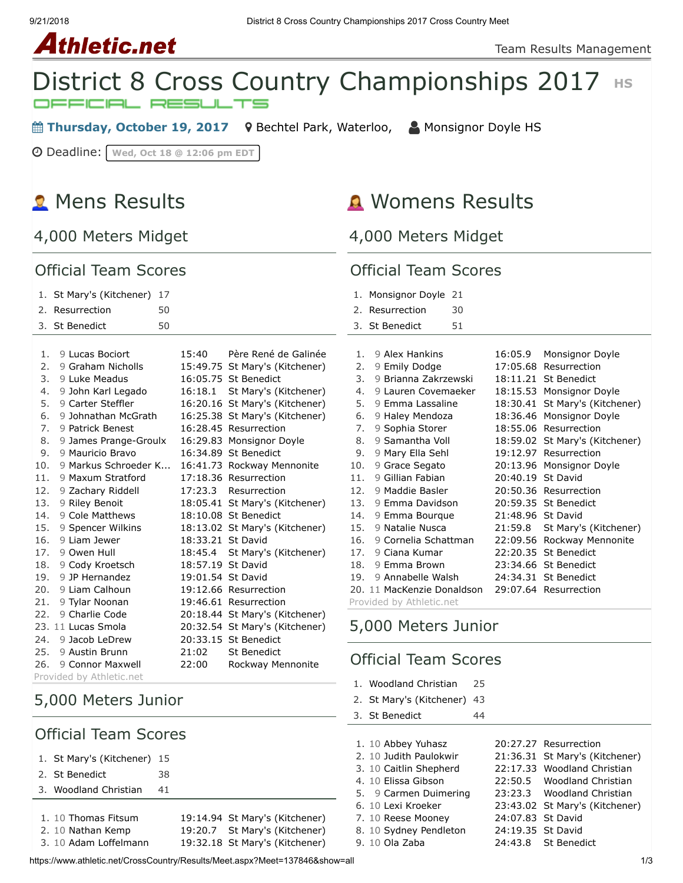# Athletic.net

Team Results Management

# District 8 Cross Country Championships 2017 HS

OFFICIAL RESULTS

**Thursday, October 19, 2017** Bechtel Park, Waterloo, Monsignor Doyle HS

Deadline: Wed, Oct 18 @ 12:06 pm EDT

## Mens Results

### 4,000 Meters Midget

#### Official Team Scores

| | Team | Score |
|---|---|---|
| 1. | St Mary's (Kitchener) | 17 |
| 2. | Resurrection | 50 |
| 3. | St Benedict | 50 |

| Place | Grade | Name | Time | School |
|---|---|---|---|---|
| 1. | 9 | Lucas Bociort | 15:40 | Père René de Galinée |
| 2. | 9 | Graham Nicholls | 15:49.75 | St Mary's (Kitchener) |
| 3. | 9 | Luke Meadus | 16:05.75 | St Benedict |
| 4. | 9 | John Karl Legado | 16:18.1 | St Mary's (Kitchener) |
| 5. | 9 | Carter Steffler | 16:20.16 | St Mary's (Kitchener) |
| 6. | 9 | Johnathan McGrath | 16:25.38 | St Mary's (Kitchener) |
| 7. | 9 | Patrick Benest | 16:28.45 | Resurrection |
| 8. | 9 | James Prange-Groulx | 16:29.83 | Monsignor Doyle |
| 9. | 9 | Mauricio Bravo | 16:34.89 | St Benedict |
| 10. | 9 | Markus Schroeder K... | 16:41.73 | Rockway Mennonite |
| 11. | 9 | Maxum Stratford | 17:18.36 | Resurrection |
| 12. | 9 | Zachary Riddell | 17:23.3 | Resurrection |
| 13. | 9 | Riley Benoit | 18:05.41 | St Mary's (Kitchener) |
| 14. | 9 | Cole Matthews | 18:10.08 | St Benedict |
| 15. | 9 | Spencer Wilkins | 18:13.02 | St Mary's (Kitchener) |
| 16. | 9 | Liam Jewer | 18:33.21 | St David |
| 17. | 9 | Owen Hull | 18:45.4 | St Mary's (Kitchener) |
| 18. | 9 | Cody Kroetsch | 18:57.19 | St David |
| 19. | 9 | JP Hernandez | 19:01.54 | St David |
| 20. | 9 | Liam Calhoun | 19:12.66 | Resurrection |
| 21. | 9 | Tylar Noonan | 19:46.61 | Resurrection |
| 22. | 9 | Charlie Code | 20:18.44 | St Mary's (Kitchener) |
| 23. | 11 | Lucas Smola | 20:32.54 | St Mary's (Kitchener) |
| 24. | 9 | Jacob LeDrew | 20:33.15 | St Benedict |
| 25. | 9 | Austin Brunn | 21:02 | St Benedict |
| 26. | 9 | Connor Maxwell | 22:00 | Rockway Mennonite |

Provided by Athletic.net

### 5,000 Meters Junior

#### Official Team Scores

| | Team | Score |
|---|---|---|
| 1. | St Mary's (Kitchener) | 15 |
| 2. | St Benedict | 38 |
| 3. | Woodland Christian | 41 |

| Place | Grade | Name | Time | School |
|---|---|---|---|---|
| 1. | 10 | Thomas Fitsum | 19:14.94 | St Mary's (Kitchener) |
| 2. | 10 | Nathan Kemp | 19:20.7 | St Mary's (Kitchener) |
| 3. | 10 | Adam Loffelmann | 19:32.18 | St Mary's (Kitchener) |

## Womens Results

### 4,000 Meters Midget

#### Official Team Scores

| | Team | Score |
|---|---|---|
| 1. | Monsignor Doyle | 21 |
| 2. | Resurrection | 30 |
| 3. | St Benedict | 51 |

| Place | Grade | Name | Time | School |
|---|---|---|---|---|
| 1. | 9 | Alex Hankins | 16:05.9 | Monsignor Doyle |
| 2. | 9 | Emily Dodge | 17:05.68 | Resurrection |
| 3. | 9 | Brianna Zakrzewski | 18:11.21 | St Benedict |
| 4. | 9 | Lauren Covemaeker | 18:15.53 | Monsignor Doyle |
| 5. | 9 | Emma Lassaline | 18:30.41 | St Mary's (Kitchener) |
| 6. | 9 | Haley Mendoza | 18:36.46 | Monsignor Doyle |
| 7. | 9 | Sophia Storer | 18:55.06 | Resurrection |
| 8. | 9 | Samantha Voll | 18:59.02 | St Mary's (Kitchener) |
| 9. | 9 | Mary Ella Sehl | 19:12.97 | Resurrection |
| 10. | 9 | Grace Segato | 20:13.96 | Monsignor Doyle |
| 11. | 9 | Gillian Fabian | 20:40.19 | St David |
| 12. | 9 | Maddie Basler | 20:50.36 | Resurrection |
| 13. | 9 | Emma Davidson | 20:59.35 | St Benedict |
| 14. | 9 | Emma Bourque | 21:48.96 | St David |
| 15. | 9 | Natalie Nusca | 21:59.8 | St Mary's (Kitchener) |
| 16. | 9 | Cornelia Schattman | 22:09.56 | Rockway Mennonite |
| 17. | 9 | Ciana Kumar | 22:20.35 | St Benedict |
| 18. | 9 | Emma Brown | 23:34.66 | St Benedict |
| 19. | 9 | Annabele Walsh | 24:34.31 | St Benedict |
| 20. | 11 | MacKenzie Donaldson | 29:07.64 | Resurrection |

Provided by Athletic.net

### 5,000 Meters Junior

#### Official Team Scores

| | Team | Score |
|---|---|---|
| 1. | Woodland Christian | 25 |
| 2. | St Mary's (Kitchener) | 43 |
| 3. | St Benedict | 44 |

| Place | Grade | Name | Time | School |
|---|---|---|---|---|
| 1. | 10 | Abbey Yuhasz | 20:27.27 | Resurrection |
| 2. | 10 | Judith Paulokwir | 21:36.31 | St Mary's (Kitchener) |
| 3. | 10 | Caitlin Shepherd | 22:17.33 | Woodland Christian |
| 4. | 10 | Elissa Gibson | 22:50.5 | Woodland Christian |
| 5. | 9 | Carmen Duimering | 23:23.3 | Woodland Christian |
| 6. | 10 | Lexi Kroeker | 23:43.02 | St Mary's (Kitchener) |
| 7. | 10 | Reese Mooney | 24:07.83 | St David |
| 8. | 10 | Sydney Pendleton | 24:19.35 | St David |
| 9. | 10 | Ola Zaba | 24:43.8 | St Benedict |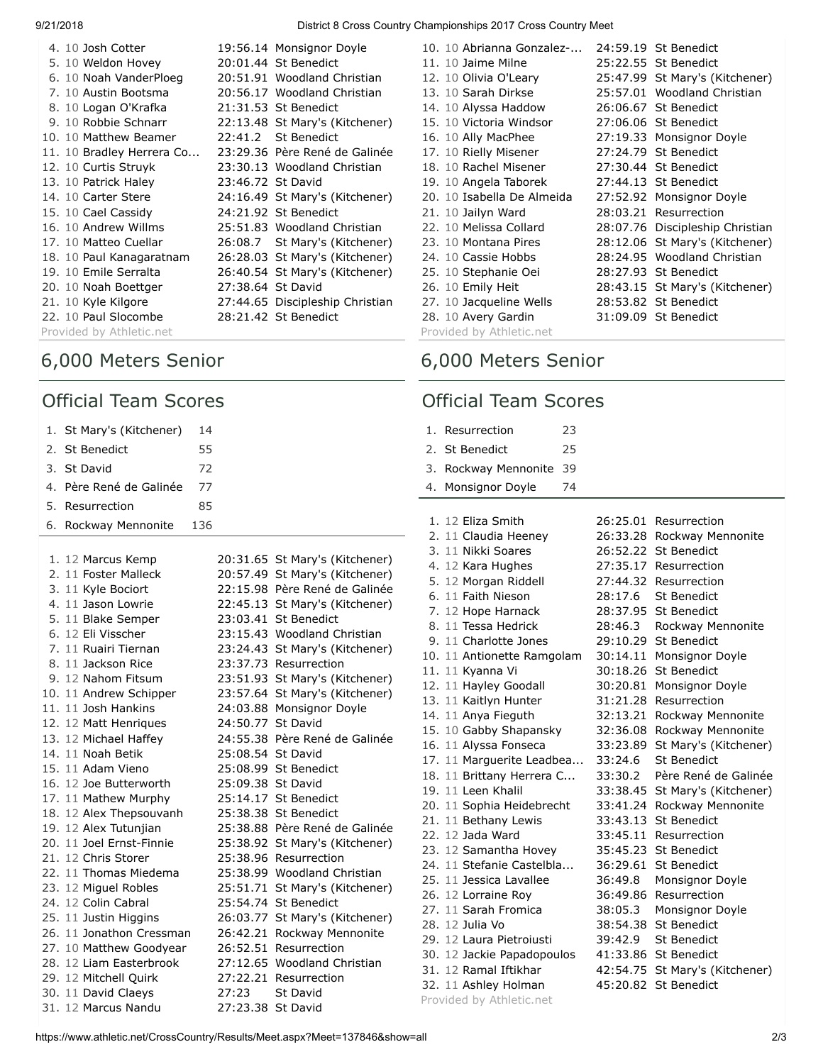| Place | Grade | Name | Time | Team |
|---|---|---|---|---|
| 4. | 10 | Josh Cotter | 19:56.14 | Monsignor Doyle |
| 5. | 10 | Weldon Hovey | 20:01.44 | St Benedict |
| 6. | 10 | Noah VanderPloeg | 20:51.91 | Woodland Christian |
| 7. | 10 | Austin Bootsma | 20:56.17 | Woodland Christian |
| 8. | 10 | Logan O'Krafka | 21:31.53 | St Benedict |
| 9. | 10 | Robbie Schnarr | 22:13.48 | St Mary's (Kitchener) |
| 10. | 10 | Matthew Beamer | 22:41.2 | St Benedict |
| 11. | 10 | Bradley Herrera Co... | 23:29.36 | Père René de Galinée |
| 12. | 10 | Curtis Struyk | 23:30.13 | Woodland Christian |
| 13. | 10 | Patrick Haley | 23:46.72 | St David |
| 14. | 10 | Carter Stere | 24:16.49 | St Mary's (Kitchener) |
| 15. | 10 | Cael Cassidy | 24:21.92 | St Benedict |
| 16. | 10 | Andrew Willms | 25:51.83 | Woodland Christian |
| 17. | 10 | Matteo Cuellar | 26:08.7 | St Mary's (Kitchener) |
| 18. | 10 | Paul Kanagaratnam | 26:28.03 | St Mary's (Kitchener) |
| 19. | 10 | Emile Serralta | 26:40.54 | St Mary's (Kitchener) |
| 20. | 10 | Noah Boettger | 27:38.64 | St David |
| 21. | 10 | Kyle Kilgore | 27:44.65 | Discipleship Christian |
| 22. | 10 | Paul Slocombe | 28:21.42 | St Benedict |

Provided by Athletic.net

| Place | Grade | Name | Time | Team |
|---|---|---|---|---|
| 10. | 10 | Abrianna Gonzalez-... | 24:59.19 | St Benedict |
| 11. | 10 | Jaime Milne | 25:22.55 | St Benedict |
| 12. | 10 | Olivia O'Leary | 25:47.99 | St Mary's (Kitchener) |
| 13. | 10 | Sarah Dirkse | 25:57.01 | Woodland Christian |
| 14. | 10 | Alyssa Haddow | 26:06.67 | St Benedict |
| 15. | 10 | Victoria Windsor | 27:06.06 | St Benedict |
| 16. | 10 | Ally MacPhee | 27:19.33 | Monsignor Doyle |
| 17. | 10 | Rielly Misener | 27:24.79 | St Benedict |
| 18. | 10 | Rachel Misener | 27:30.44 | St Benedict |
| 19. | 10 | Angela Taborek | 27:44.13 | St Benedict |
| 20. | 10 | Isabella De Almeida | 27:52.92 | Monsignor Doyle |
| 21. | 10 | Jailyn Ward | 28:03.21 | Resurrection |
| 22. | 10 | Melissa Collard | 28:07.76 | Discipleship Christian |
| 23. | 10 | Montana Pires | 28:12.06 | St Mary's (Kitchener) |
| 24. | 10 | Cassie Hobbs | 28:24.95 | Woodland Christian |
| 25. | 10 | Stephanie Oei | 28:27.93 | St Benedict |
| 26. | 10 | Emily Heit | 28:43.15 | St Mary's (Kitchener) |
| 27. | 10 | Jacqueline Wells | 28:53.82 | St Benedict |
| 28. | 10 | Avery Gardin | 31:09.09 | St Benedict |

Provided by Athletic.net

# 6,000 Meters Senior

## Official Team Scores

| Place | Team | Score |
|---|---|---|
| 1. | St Mary's (Kitchener) | 14 |
| 2. | St Benedict | 55 |
| 3. | St David | 72 |
| 4. | Père René de Galinée | 77 |
| 5. | Resurrection | 85 |
| 6. | Rockway Mennonite | 136 |

| Place | Grade | Name | Time | Team |
|---|---|---|---|---|
| 1. | 12 | Marcus Kemp | 20:31.65 | St Mary's (Kitchener) |
| 2. | 11 | Foster Malleck | 20:57.49 | St Mary's (Kitchener) |
| 3. | 11 | Kyle Bociort | 22:15.98 | Père René de Galinée |
| 4. | 11 | Jason Lowrie | 22:45.13 | St Mary's (Kitchener) |
| 5. | 11 | Blake Semper | 23:03.41 | St Benedict |
| 6. | 12 | Eli Visscher | 23:15.43 | Woodland Christian |
| 7. | 11 | Ruairi Tiernan | 23:24.43 | St Mary's (Kitchener) |
| 8. | 11 | Jackson Rice | 23:37.73 | Resurrection |
| 9. | 12 | Nahom Fitsum | 23:51.93 | St Mary's (Kitchener) |
| 10. | 11 | Andrew Schipper | 23:57.64 | St Mary's (Kitchener) |
| 11. | 11 | Josh Hankins | 24:03.88 | Monsignor Doyle |
| 12. | 12 | Matt Henriques | 24:50.77 | St David |
| 13. | 12 | Michael Haffey | 24:55.38 | Père René de Galinée |
| 14. | 11 | Noah Betik | 25:08.54 | St David |
| 15. | 11 | Adam Vieno | 25:08.99 | St Benedict |
| 16. | 12 | Joe Butterworth | 25:09.38 | St David |
| 17. | 11 | Mathew Murphy | 25:14.17 | St Benedict |
| 18. | 12 | Alex Thepsouvanh | 25:38.38 | St Benedict |
| 19. | 12 | Alex Tutunjian | 25:38.88 | Père René de Galinée |
| 20. | 11 | Joel Ernst-Finnie | 25:38.92 | St Mary's (Kitchener) |
| 21. | 12 | Chris Storer | 25:38.96 | Resurrection |
| 22. | 11 | Thomas Miedema | 25:38.99 | Woodland Christian |
| 23. | 12 | Miguel Robles | 25:51.71 | St Mary's (Kitchener) |
| 24. | 12 | Colin Cabral | 25:54.74 | St Benedict |
| 25. | 11 | Justin Higgins | 26:03.77 | St Mary's (Kitchener) |
| 26. | 11 | Jonathon Cressman | 26:42.21 | Rockway Mennonite |
| 27. | 10 | Matthew Goodyear | 26:52.51 | Resurrection |
| 28. | 12 | Liam Easterbrook | 27:12.65 | Woodland Christian |
| 29. | 12 | Mitchell Quirk | 27:22.21 | Resurrection |
| 30. | 11 | David Claeys | 27:23 | St David |
| 31. | 12 | Marcus Nandu | 27:23.38 | St David |

# 6,000 Meters Senior

## Official Team Scores

| Place | Team | Score |
|---|---|---|
| 1. | Resurrection | 23 |
| 2. | St Benedict | 25 |
| 3. | Rockway Mennonite | 39 |
| 4. | Monsignor Doyle | 74 |

| Place | Grade | Name | Time | Team |
|---|---|---|---|---|
| 1. | 12 | Eliza Smith | 26:25.01 | Resurrection |
| 2. | 11 | Claudia Heeney | 26:33.28 | Rockway Mennonite |
| 3. | 11 | Nikki Soares | 26:52.22 | St Benedict |
| 4. | 12 | Kara Hughes | 27:35.17 | Resurrection |
| 5. | 12 | Morgan Riddell | 27:44.32 | Resurrection |
| 6. | 11 | Faith Nieson | 28:17.6 | St Benedict |
| 7. | 12 | Hope Harnack | 28:37.95 | St Benedict |
| 8. | 11 | Tessa Hedrick | 28:46.3 | Rockway Mennonite |
| 9. | 11 | Charlotte Jones | 29:10.29 | St Benedict |
| 10. | 11 | Antionette Ramgolam | 30:14.11 | Monsignor Doyle |
| 11. | 11 | Kyanna Vi | 30:18.26 | St Benedict |
| 12. | 11 | Hayley Goodall | 30:20.81 | Monsignor Doyle |
| 13. | 11 | Kaitlyn Hunter | 31:21.28 | Resurrection |
| 14. | 11 | Anya Fieguth | 32:13.21 | Rockway Mennonite |
| 15. | 10 | Gabby Shapansky | 32:36.08 | Rockway Mennonite |
| 16. | 11 | Alyssa Fonseca | 33:23.89 | St Mary's (Kitchener) |
| 17. | 11 | Marguerite Leadbea... | 33:24.6 | St Benedict |
| 18. | 11 | Brittany Herrera C... | 33:30.2 | Père René de Galinée |
| 19. | 11 | Leen Khalil | 33:38.45 | St Mary's (Kitchener) |
| 20. | 11 | Sophia Heidebrecht | 33:41.24 | Rockway Mennonite |
| 21. | 11 | Bethany Lewis | 33:43.13 | St Benedict |
| 22. | 12 | Jada Ward | 33:45.11 | Resurrection |
| 23. | 12 | Samantha Hovey | 35:45.23 | St Benedict |
| 24. | 11 | Stefanie Castelbla... | 36:29.61 | St Benedict |
| 25. | 11 | Jessica Lavallee | 36:49.8 | Monsignor Doyle |
| 26. | 12 | Lorraine Roy | 36:49.86 | Resurrection |
| 27. | 11 | Sarah Fromica | 38:05.3 | Monsignor Doyle |
| 28. | 12 | Julia Vo | 38:54.38 | St Benedict |
| 29. | 12 | Laura Pietroiusti | 39:42.9 | St Benedict |
| 30. | 12 | Jackie Papadopoulos | 41:33.86 | St Benedict |
| 31. | 12 | Ramal Iftikhar | 42:54.75 | St Mary's (Kitchener) |
| 32. | 11 | Ashley Holman | 45:20.82 | St Benedict |

Provided by Athletic.net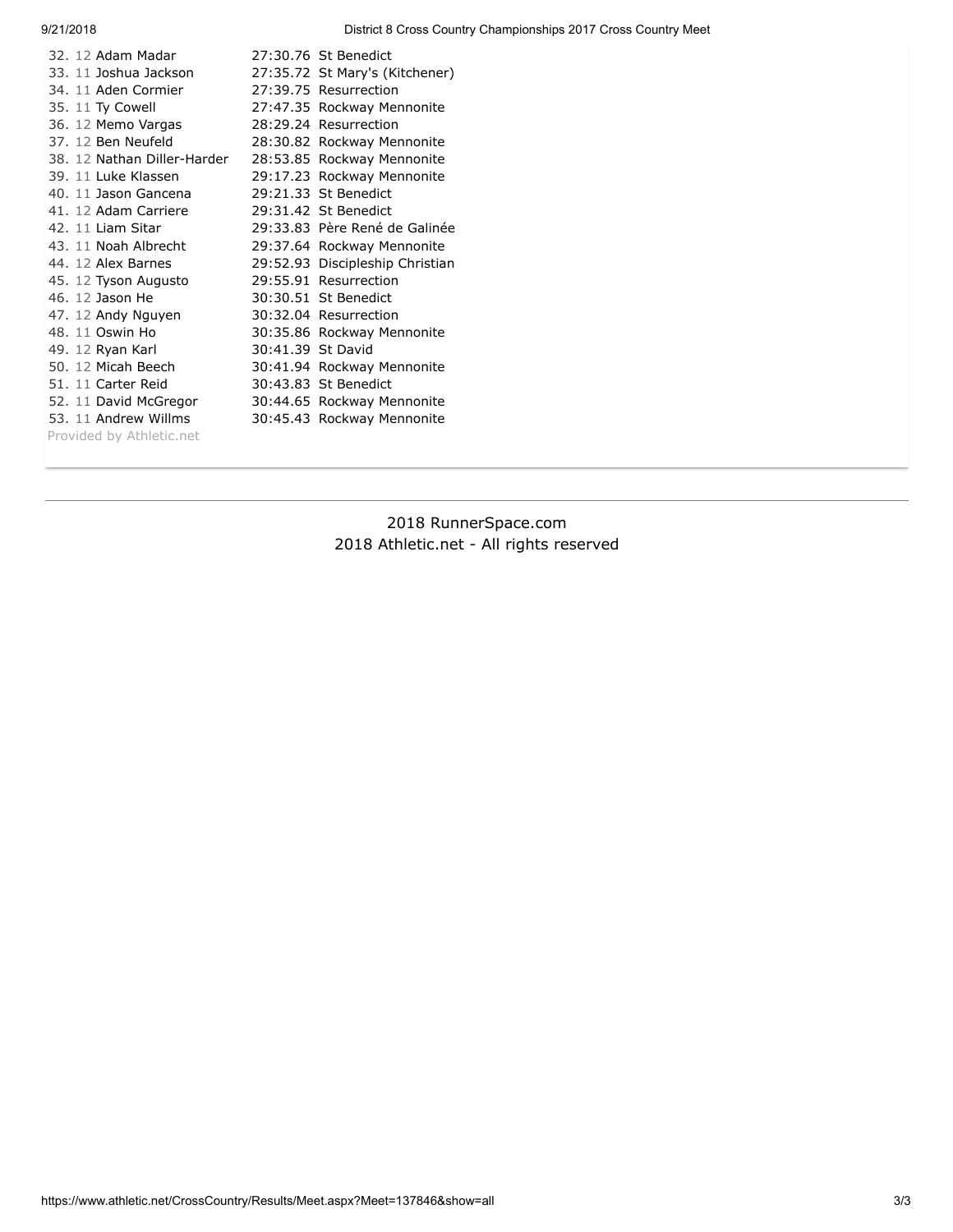| | | | | |
|---|---|---|---|---|
| 32. | 12 | Adam Madar | 27:30.76 | St Benedict |
| 33. | 11 | Joshua Jackson | 27:35.72 | St Mary's (Kitchener) |
| 34. | 11 | Aden Cormier | 27:39.75 | Resurrection |
| 35. | 11 | Ty Cowell | 27:47.35 | Rockway Mennonite |
| 36. | 12 | Memo Vargas | 28:29.24 | Resurrection |
| 37. | 12 | Ben Neufeld | 28:30.82 | Rockway Mennonite |
| 38. | 12 | Nathan Diller-Harder | 28:53.85 | Rockway Mennonite |
| 39. | 11 | Luke Klassen | 29:17.23 | Rockway Mennonite |
| 40. | 11 | Jason Gancena | 29:21.33 | St Benedict |
| 41. | 12 | Adam Carriere | 29:31.42 | St Benedict |
| 42. | 11 | Liam Sitar | 29:33.83 | Père René de Galinée |
| 43. | 11 | Noah Albrecht | 29:37.64 | Rockway Mennonite |
| 44. | 12 | Alex Barnes | 29:52.93 | Discipleship Christian |
| 45. | 12 | Tyson Augusto | 29:55.91 | Resurrection |
| 46. | 12 | Jason He | 30:30.51 | St Benedict |
| 47. | 12 | Andy Nguyen | 30:32.04 | Resurrection |
| 48. | 11 | Oswin Ho | 30:35.86 | Rockway Mennonite |
| 49. | 12 | Ryan Karl | 30:41.39 | St David |
| 50. | 12 | Micah Beech | 30:41.94 | Rockway Mennonite |
| 51. | 11 | Carter Reid | 30:43.83 | St Benedict |
| 52. | 11 | David McGregor | 30:44.65 | Rockway Mennonite |
| 53. | 11 | Andrew Willms | 30:45.43 | Rockway Mennonite |

Provided by Athletic.net

2018 RunnerSpace.com
2018 Athletic.net - All rights reserved